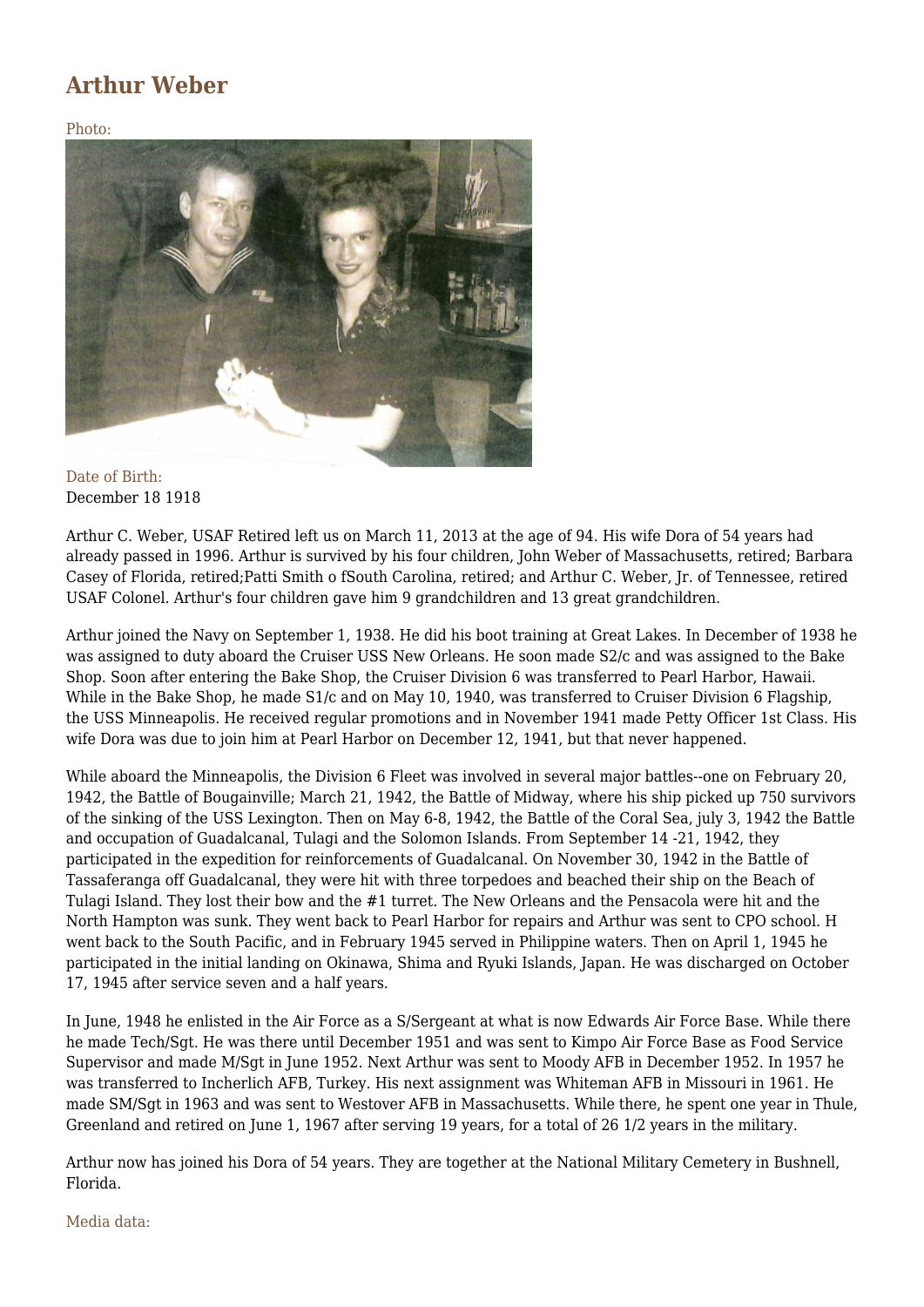# Arthur Weber

Photo:

Date of Birth:
December 18 1918

Arthur C. Weber, USAF Retired left us on March 11, 2013 at the age of 94. His wife Dora of 54 years had already passed in 1996. Arthur is survived by his four children, John Weber of Massachusetts, retired; Barbara Casey of Florida, retired;Patti Smith o fSouth Carolina, retired; and Arthur C. Weber, Jr. of Tennessee, retired USAF Colonel. Arthur's four children gave him 9 grandchildren and 13 great grandchildren.

Arthur joined the Navy on September 1, 1938. He did his boot training at Great Lakes. In December of 1938 he was assigned to duty aboard the Cruiser USS New Orleans. He soon made S2/c and was assigned to the Bake Shop. Soon after entering the Bake Shop, the Cruiser Division 6 was transferred to Pearl Harbor, Hawaii. While in the Bake Shop, he made S1/c and on May 10, 1940, was transferred to Cruiser Division 6 Flagship, the USS Minneapolis. He received regular promotions and in November 1941 made Petty Officer 1st Class. His wife Dora was due to join him at Pearl Harbor on December 12, 1941, but that never happened.

While aboard the Minneapolis, the Division 6 Fleet was involved in several major battles--one on February 20, 1942, the Battle of Bougainville; March 21, 1942, the Battle of Midway, where his ship picked up 750 survivors of the sinking of the USS Lexington. Then on May 6-8, 1942, the Battle of the Coral Sea, july 3, 1942 the Battle and occupation of Guadalcanal, Tulagi and the Solomon Islands. From September 14 -21, 1942, they participated in the expedition for reinforcements of Guadalcanal. On November 30, 1942 in the Battle of Tassaferanga off Guadalcanal, they were hit with three torpedoes and beached their ship on the Beach of Tulagi Island. They lost their bow and the #1 turret. The New Orleans and the Pensacola were hit and the North Hampton was sunk. They went back to Pearl Harbor for repairs and Arthur was sent to CPO school. H went back to the South Pacific, and in February 1945 served in Philippine waters. Then on April 1, 1945 he participated in the initial landing on Okinawa, Shima and Ryuki Islands, Japan. He was discharged on October 17, 1945 after service seven and a half years.

In June, 1948 he enlisted in the Air Force as a S/Sergeant at what is now Edwards Air Force Base. While there he made Tech/Sgt. He was there until December 1951 and was sent to Kimpo Air Force Base as Food Service Supervisor and made M/Sgt in June 1952. Next Arthur was sent to Moody AFB in December 1952. In 1957 he was transferred to Incherlich AFB, Turkey. His next assignment was Whiteman AFB in Missouri in 1961. He made SM/Sgt in 1963 and was sent to Westover AFB in Massachusetts. While there, he spent one year in Thule, Greenland and retired on June 1, 1967 after serving 19 years, for a total of 26 1/2 years in the military.

Arthur now has joined his Dora of 54 years. They are together at the National Military Cemetery in Bushnell, Florida.

Media data: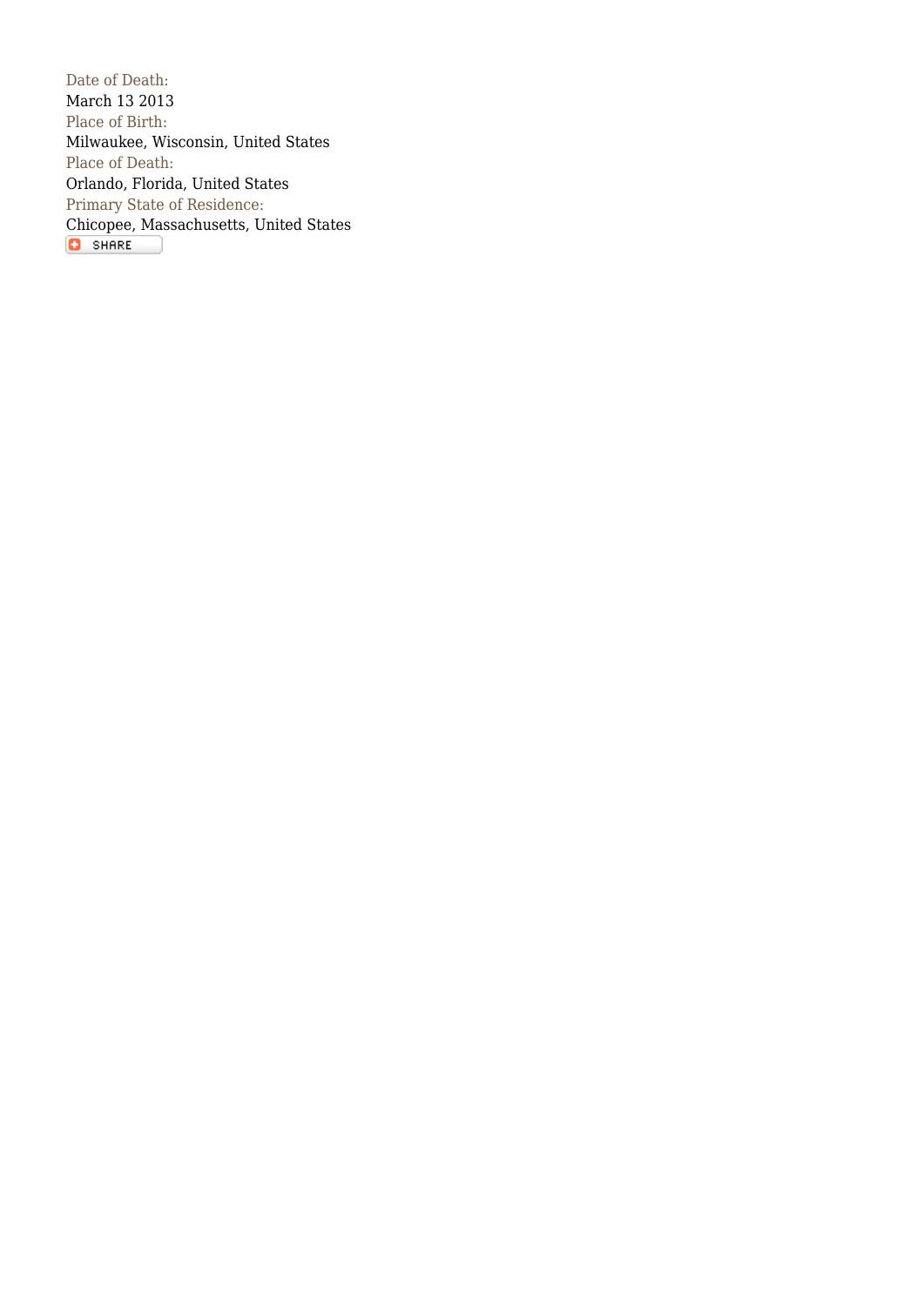Date of Death:
March 13 2013
Place of Birth:
Milwaukee, Wisconsin, United States
Place of Death:
Orlando, Florida, United States
Primary State of Residence:
Chicopee, Massachusetts, United States